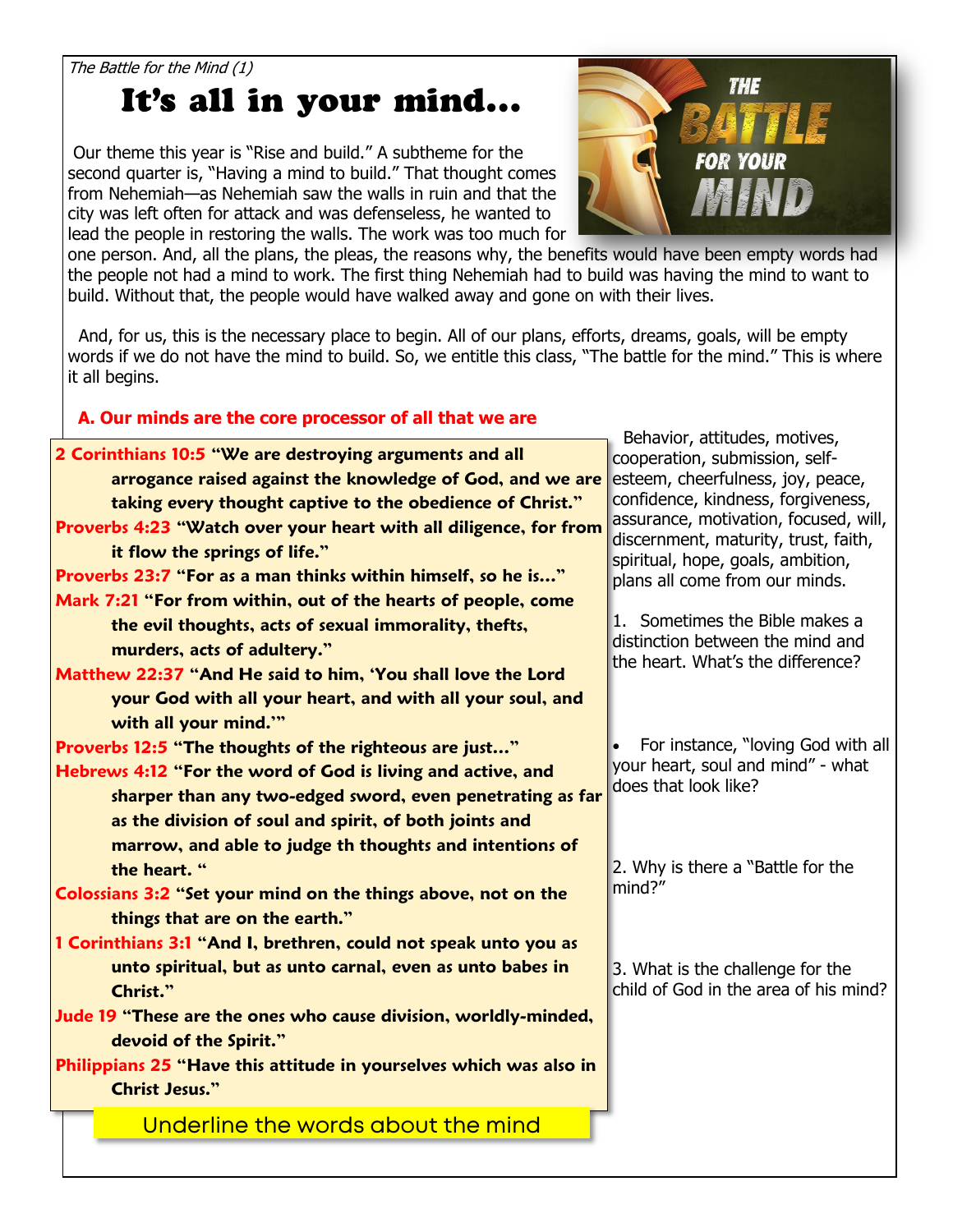*The Battle for the Mind (1)*

# It's all in your mind...

Our theme this year is "Rise and build." A subtheme for the second quarter is, "Having a mind to build." That thought comes from Nehemiah—as Nehemiah saw the walls in ruin and that the city was left often for attack and was defenseless, he wanted to lead the people in restoring the walls. The work was too much for one person. And, all the plans, the pleas, the reasons why, the benefits would have been empty words had the people not had a mind to work. The first thing Nehemiah had to build was having the mind to want to build. Without that, the people would have walked away and gone on with their lives.

And, for us, this is the necessary place to begin. All of our plans, efforts, dreams, goals, will be empty words if we do not have the mind to build. So, we entitle this class, "The battle for the mind." This is where it all begins.

## A. Our minds are the core processor of all that we are

**2 Corinthians 10:5 "We are destroying arguments and all arrogance raised against the knowledge of God, and we are taking every thought captive to the obedience of Christ."**

**Proverbs 4:23 "Watch over your heart with all diligence, for from it flow the springs of life."**

**Proverbs 23:7 "For as a man thinks within himself, so he is..."**

**Mark 7:21 "For from within, out of the hearts of people, come the evil thoughts, acts of sexual immorality, thefts, murders, acts of adultery."**

**Matthew 22:37 "And He said to him, 'You shall love the Lord your God with all your heart, and with all your soul, and with all your mind.'"**

**Proverbs 12:5 "The thoughts of the righteous are just..."**

**Hebrews 4:12 "For the word of God is living and active, and sharper than any two-edged sword, even penetrating as far as the division of soul and spirit, of both joints and marrow, and able to judge th thoughts and intentions of the heart. "**

**Colossians 3:2 "Set your mind on the things above, not on the things that are on the earth."**

**1 Corinthians 3:1 "And I, brethren, could not speak unto you as unto spiritual, but as unto carnal, even as unto babes in Christ."**

**Jude 19 "These are the ones who cause division, worldly-minded, devoid of the Spirit."**

**Philippians 25 "Have this attitude in yourselves which was also in Christ Jesus."**

Underline the words about the mind

Behavior, attitudes, motives, cooperation, submission, self-esteem, cheerfulness, joy, peace, confidence, kindness, forgiveness, assurance, motivation, focused, will, discernment, maturity, trust, faith, spiritual, hope, goals, ambition, plans all come from our minds.

1. Sometimes the Bible makes a distinction between the mind and the heart. What's the difference?

- For instance, "loving God with all your heart, soul and mind" - what does that look like?

2. Why is there a "Battle for the mind?"

3. What is the challenge for the child of God in the area of his mind?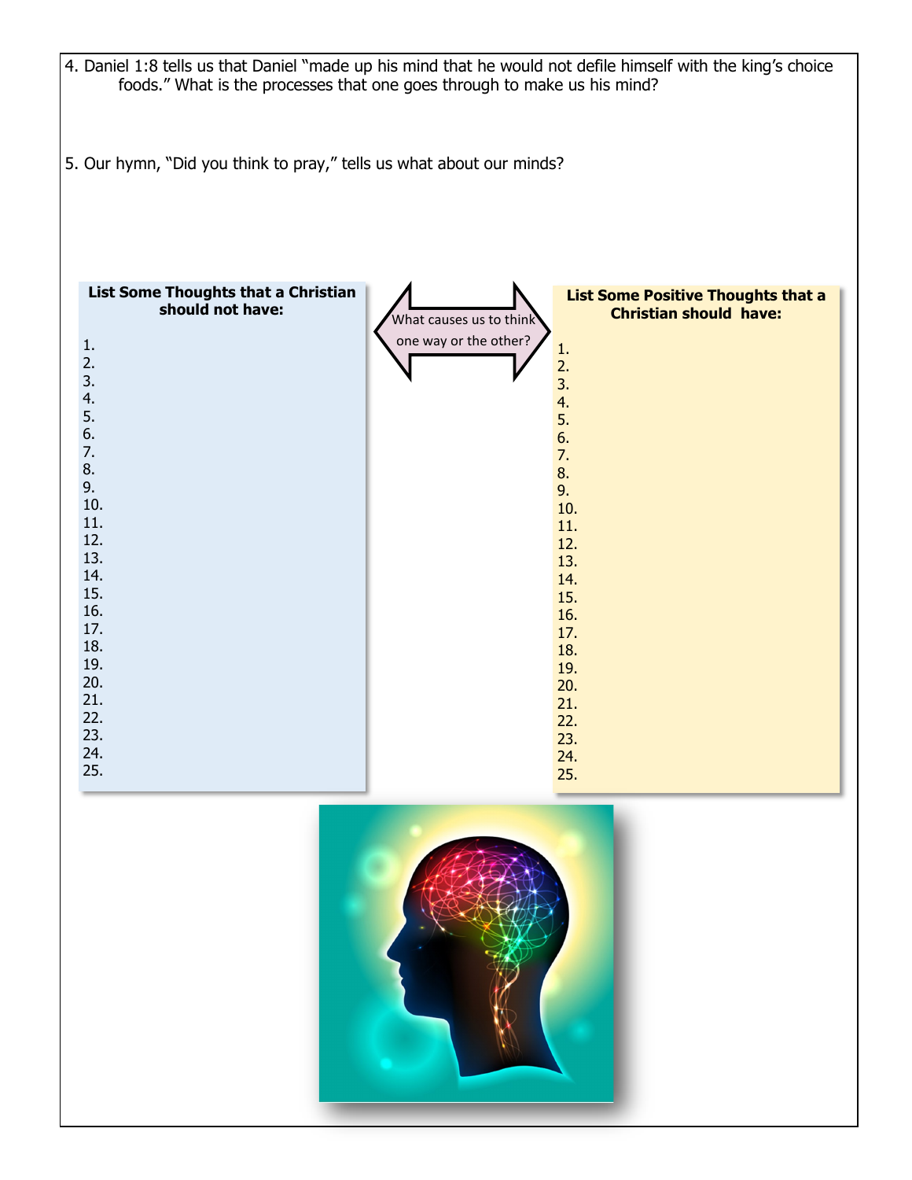4. Daniel 1:8 tells us that Daniel "made up his mind that he would not defile himself with the king's choice foods." What is the processes that one goes through to make us his mind?

5. Our hymn, "Did you think to pray," tells us what about our minds?

**List Some Thoughts that a Christian should not have:**

1.
2.
3.
4.
5.
6.
7.
8.
9.
10.
11.
12.
13.
14.
15.
16.
17.
18.
19.
20.
21.
22.
23.
24.
25.

What causes us to think one way or the other?

**List Some Positive Thoughts that a Christian should have:**

1.
2.
3.
4.
5.
6.
7.
8.
9.
10.
11.
12.
13.
14.
15.
16.
17.
18.
19.
20.
21.
22.
23.
24.
25.